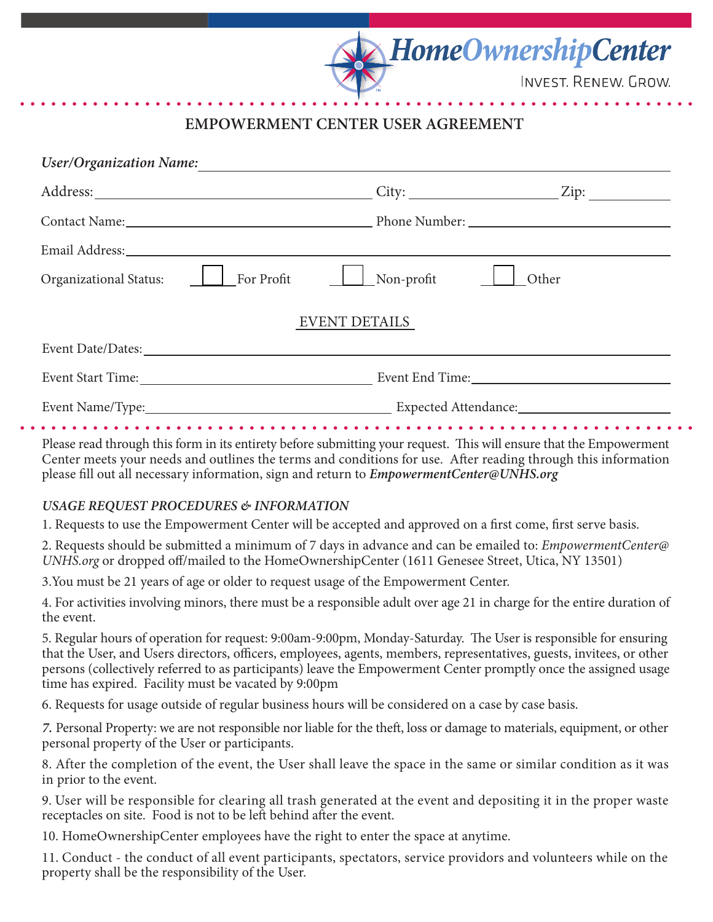HomeOwnershipCenter

INVEST. RENEW. GROW.

## EMPOWERMENT CENTER USER AGREEMENT

***User/Organization Name:*** ____________________________________________

Address: ______________________________ City: ____________________ Zip: __________

Contact Name: ______________________________ Phone Number: ______________________

Email Address: ____________________________________________

Organizational Status: ☐ For Profit ☐ Non-profit ☐ Other

### EVENT DETAILS

Event Date/Dates: ____________________________________________

Event Start Time: ______________________________ Event End Time: ______________________

Event Name/Type: ______________________________ Expected Attendance: ______________________

Please read through this form in its entirety before submitting your request. This will ensure that the Empowerment Center meets your needs and outlines the terms and conditions for use. After reading through this information please fill out all necessary information, sign and return to ***EmpowermentCenter@UNHS.org***

***USAGE REQUEST PROCEDURES & INFORMATION***

1. Requests to use the Empowerment Center will be accepted and approved on a first come, first serve basis.

2. Requests should be submitted a minimum of 7 days in advance and can be emailed to: *EmpowermentCenter@UNHS.org* or dropped off/mailed to the HomeOwnershipCenter (1611 Genesee Street, Utica, NY 13501)

3. You must be 21 years of age or older to request usage of the Empowerment Center.

4. For activities involving minors, there must be a responsible adult over age 21 in charge for the entire duration of the event.

5. Regular hours of operation for request: 9:00am-9:00pm, Monday-Saturday. The User is responsible for ensuring that the User, and Users directors, officers, employees, agents, members, representatives, guests, invitees, or other persons (collectively referred to as participants) leave the Empowerment Center promptly once the assigned usage time has expired. Facility must be vacated by 9:00pm

6. Requests for usage outside of regular business hours will be considered on a case by case basis.

7. Personal Property: we are not responsible nor liable for the theft, loss or damage to materials, equipment, or other personal property of the User or participants.

8. After the completion of the event, the User shall leave the space in the same or similar condition as it was in prior to the event.

9. User will be responsible for clearing all trash generated at the event and depositing it in the proper waste receptacles on site. Food is not to be left behind after the event.

10. HomeOwnershipCenter employees have the right to enter the space at anytime.

11. Conduct - the conduct of all event participants, spectators, service providors and volunteers while on the property shall be the responsibility of the User.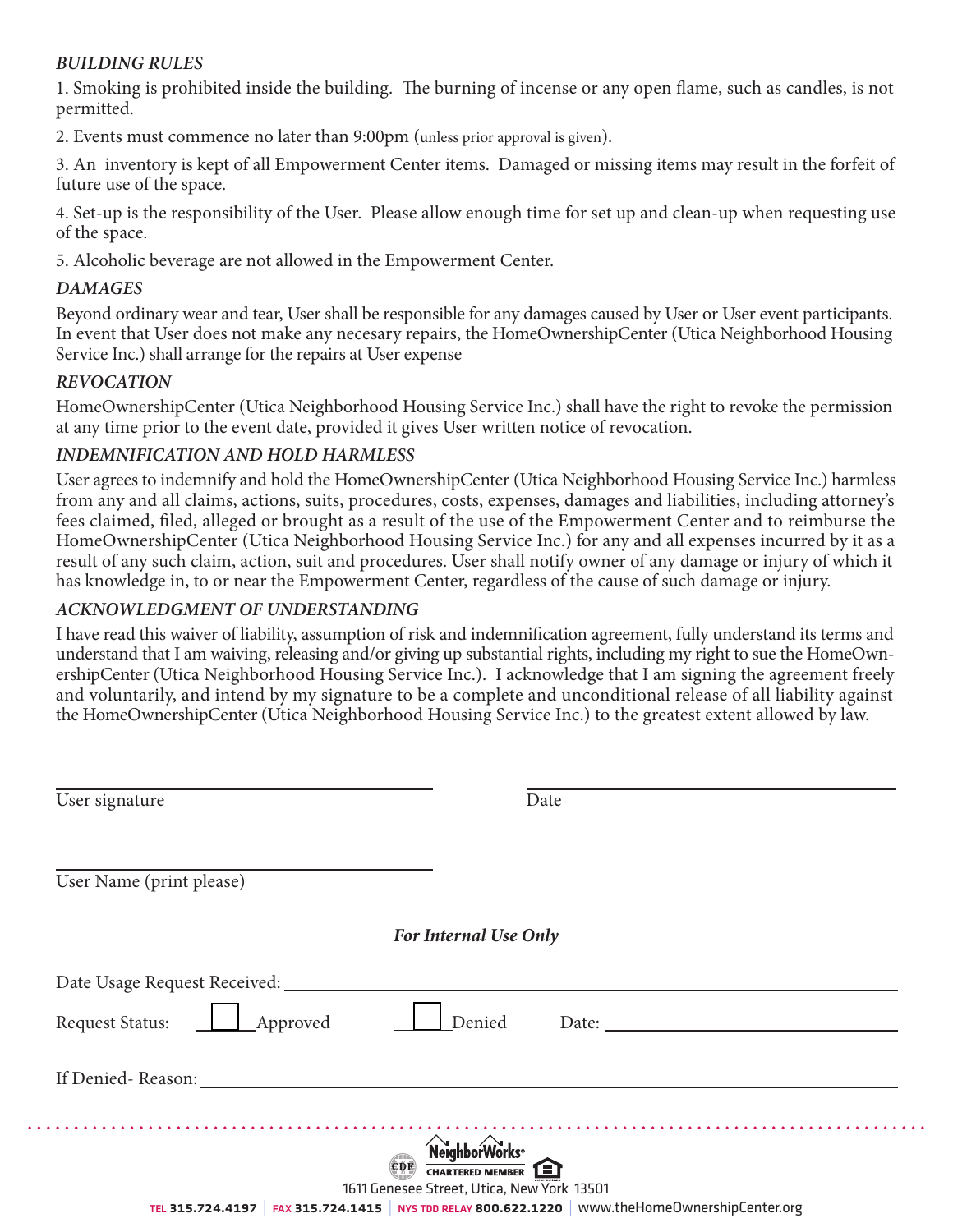*BUILDING RULES*

1. Smoking is prohibited inside the building. The burning of incense or any open flame, such as candles, is not permitted.

2. Events must commence no later than 9:00pm (unless prior approval is given).

3. An inventory is kept of all Empowerment Center items. Damaged or missing items may result in the forfeit of future use of the space.

4. Set-up is the responsibility of the User. Please allow enough time for set up and clean-up when requesting use of the space.

5. Alcoholic beverage are not allowed in the Empowerment Center.

*DAMAGES*

Beyond ordinary wear and tear, User shall be responsible for any damages caused by User or User event participants. In event that User does not make any necesary repairs, the HomeOwnershipCenter (Utica Neighborhood Housing Service Inc.) shall arrange for the repairs at User expense

*REVOCATION*

HomeOwnershipCenter (Utica Neighborhood Housing Service Inc.) shall have the right to revoke the permission at any time prior to the event date, provided it gives User written notice of revocation.

*INDEMNIFICATION AND HOLD HARMLESS*

User agrees to indemnify and hold the HomeOwnershipCenter (Utica Neighborhood Housing Service Inc.) harmless from any and all claims, actions, suits, procedures, costs, expenses, damages and liabilities, including attorney's fees claimed, filed, alleged or brought as a result of the use of the Empowerment Center and to reimburse the HomeOwnershipCenter (Utica Neighborhood Housing Service Inc.) for any and all expenses incurred by it as a result of any such claim, action, suit and procedures. User shall notify owner of any damage or injury of which it has knowledge in, to or near the Empowerment Center, regardless of the cause of such damage or injury.

*ACKNOWLEDGMENT OF UNDERSTANDING*

I have read this waiver of liability, assumption of risk and indemnification agreement, fully understand its terms and understand that I am waiving, releasing and/or giving up substantial rights, including my right to sue the HomeOwnershipCenter (Utica Neighborhood Housing Service Inc.). I acknowledge that I am signing the agreement freely and voluntarily, and intend by my signature to be a complete and unconditional release of all liability against the HomeOwnershipCenter (Utica Neighborhood Housing Service Inc.) to the greatest extent allowed by law.

_______________________________ User signature

_______________________________ Date

_______________________________ User Name (print please)

***For Internal Use Only***

Date Usage Request Received: _______________________________

Request Status: ☐ Approved ☐ Denied Date: _______________________________

If Denied- Reason: _______________________________

NeighborWorks® CHARTERED MEMBER

1611 Genesee Street, Utica, New York 13501

TEL 315.724.4197 | FAX 315.724.1415 | NYS TDD RELAY 800.622.1220 | www.theHomeOwnershipCenter.org